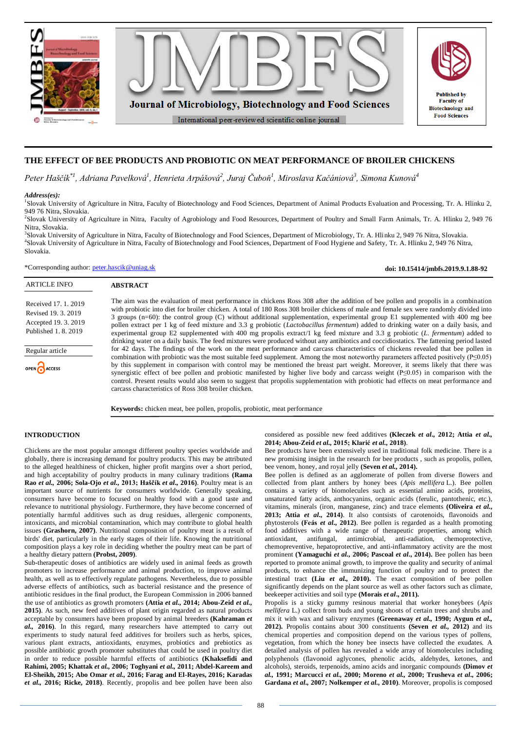# THE EFFECT OF BEE PRODUCTS AND PROBIOTIC ON MEAT PERFORMANCE OF BROILER CHICKENS

*Peter Haščík*[*1], *Adriana Pavelková*[1], *Henrieta Arpášová*[2], *Juraj Čuboň*[1], *Miroslava Kačániová*[3], *Simona Kunová*[4]

***Address(es):***

[1]Slovak University of Agriculture in Nitra, Faculty of Biotechnology and Food Sciences, Department of Animal Products Evaluation and Processing, Tr. A. Hlinku 2, 949 76 Nitra, Slovakia.

[2]Slovak University of Agriculture in Nitra, Faculty of Agrobiology and Food Resources, Department of Poultry and Small Farm Animals, Tr. A. Hlinku 2, 949 76 Nitra, Slovakia.

[3]Slovak University of Agriculture in Nitra, Faculty of Biotechnology and Food Sciences, Department of Microbiology, Tr. A. Hlinku 2, 949 76 Nitra, Slovakia.

[4]Slovak University of Agriculture in Nitra, Faculty of Biotechnology and Food Sciences, Department of Food Hygiene and Safety, Tr. A. Hlinku 2, 949 76 Nitra, Slovakia.

*Corresponding author: peter.hascik@uniag.sk

**doi: 10.15414/jmbfs.2019.9.1.88-92**

ARTICLE INFO

Received 17. 1. 2019
Revised 19. 3. 2019
Accepted 19. 3. 2019
Published 1. 8. 2019

Regular article

OPEN ACCESS

## ABSTRACT

The aim was the evaluation of meat performance in chickens Ross 308 after the addition of bee pollen and propolis in a combination with probiotic into diet for broiler chicken. A total of 180 Ross 308 broiler chickens of male and female sex were randomly divided into 3 groups (n=60): the control group (C) without additional supplementation, experimental group E1 supplemented with 400 mg bee pollen extract per 1 kg of feed mixture and 3.3 g probiotic (*Lactobacillus fermentum*) added to drinking water on a daily basis, and experimental group E2 supplemented with 400 mg propolis extract/1 kg feed mixture and 3.3 g probiotic (*L. fermentum*) added to drinking water on a daily basis. The feed mixtures were produced without any antibiotics and coccidiostatics. The fattening period lasted for 42 days. The findings of the work on the meat performance and carcass characteristics of chickens revealed that bee pollen in combination with probiotic was the most suitable feed supplement. Among the most noteworthy parameters affected positively ($P \leq 0.05$) by this supplement in comparison with control may be mentioned the breast part weight. Moreover, it seems likely that there was synergistic effect of bee pollen and probiotic manifested by higher live body and carcass weight ($P \leq 0.05$) in comparison with the control. Present results would also seem to suggest that propolis supplementation with probiotic had effects on meat performance and carcass characteristics of Ross 308 broiler chicken.

**Keywords:** chicken meat, bee pollen, propolis, probiotic, meat performance

## INTRODUCTION

Chickens are the most popular amongst different poultry species worldwide and globally, there is increasing demand for poultry products. This may be attributed to the alleged healthiness of chicken, higher profit margins over a short period, and high acceptability of poultry products in many culinary traditions **(Rama Rao *et al.*, 2006; Sola-Ojo *et al.*, 2013; Haščík *et al.*, 2016)**. Poultry meat is an important source of nutrients for consumers worldwide. Generally speaking, consumers have become to focused on healthy food with a good taste and relevance to nutritional physiology. Furthermore, they have become concerned of potentially harmful additives such as drug residues, allergenic components, intoxicants, and microbial contamination, which may contribute to global health issues **(Grashorn, 2007)**. Nutritional composition of poultry meat is a result of birds' diet, particularly in the early stages of their life. Knowing the nutritional composition plays a key role in deciding whether the poultry meat can be part of a healthy dietary pattern **(Probst, 2009)**.

Sub-therapeutic doses of antibiotics are widely used in animal feeds as growth promoters to increase performance and animal production, to improve animal health, as well as to effectively regulate pathogens. Nevertheless, due to possible adverse effects of antibiotics, such as bacterial resistance and the presence of antibiotic residues in the final product, the European Commission in 2006 banned the use of antibiotics as growth promoters **(Attia *et al.*, 2014; Abou-Zeid *et al.*, 2015)**. As such, new feed additives of plant origin regarded as natural products acceptable by consumers have been proposed by animal breeders **(Kahraman *et al.*, 2016)**. In this regard, many researchers have attempted to carry out experiments to study natural feed additives for broilers such as herbs, spices, various plant extracts, antioxidants, enzymes, probiotics and prebiotics as possible antibiotic growth promoter substitutes that could be used in poultry diet in order to reduce possible harmful effects of antibiotics **(Khaksefidi and Rahimi, 2005; Khattak *et al.*, 2006; Toghyani *et al.*, 2011; Abdel-Kareem and El-Sheikh, 2015; Abo Omar *et al.*, 2016; Farag and El-Rayes, 2016; Karadas *et al.*, 2016; Ricke, 2018)**. Recently, propolis and bee pollen have been also considered as possible new feed additives **(Kleczek *et al.*, 2012; Attia *et al.*, 2014; Abou-Zeid *et al.*, 2015; Klarić *et al.*, 2018)**.

Bee products have been extensively used in traditional folk medicine. There is a new promising insight in the research for bee products , such as propolis, pollen, bee venom, honey, and royal jelly **(Seven *et al.*, 2014)**.

Bee pollen is defined as an agglomerate of pollen from diverse flowers and collected from plant anthers by honey bees (*Apis mellifera* L.). Bee pollen contains a variety of biomolecules such as essential amino acids, proteins, unsaturated fatty acids, anthocyanins, organic acids (ferulic, pantothenic, etc.), vitamins, minerals (iron, manganese, zinc) and trace elements **(Oliveira *et al.*, 2013; Attia *et al.*, 2014)**. It also contsists of carotenoids, flavonoids and phytosterols **(Feás *et al.*, 2012)**. Bee pollen is regarded as a health promoting food additives with a wide range of therapeutic properties, among which antioxidant, antifungal, antimicrobial, anti-radiation, chemoprotective, chemopreventive, hepatoprotective, and anti-inflammatory activity are the most prominent **(Yamaguchi *et al.*, 2006; Pascoal *et al.*, 2014)**. Bee pollen has been reported to promote animal growth, to improve the quality and security of animal products, to enhance the immunizing function of poultry and to protect the intestinal tract **(Liu *et al.*, 2010)**. The exact composition of bee pollen significantly depends on the plant source as well as other factors such as climate, beekeeper activities and soil type **(Morais *et al.*, 2011)**.

Propolis is a sticky gummy resinous material that worker honeybees (*Apis mellifera* L.) collect from buds and young shoots of certain trees and shrubs and mix it with wax and salivary enzymes **(Greenaway *et al.*, 1990; Aygun *et al.*, 2012)**. Propolis contains about 300 constituents **(Seven *et al.*, 2012)** and its chemical properties and composition depend on the various types of pollens, vegetation, from which the honey bee insects have collected the exudates. A detailed analysis of pollen has revealed a wide array of biomolecules including polyphenols (flavonoid aglycones, phenolic acids, aldehydes, ketones, and alcohols), steroids, terpenoids, amino acids and inorganic compounds **(Dimov *et al.*, 1991; Marcucci *et al.*, 2000; Moreno *et al.*, 2000; Trusheva *et al.*, 2006; Gardana *et al.*, 2007; Nolkemper *et al.*, 2010)**. Moreover, propolis is composed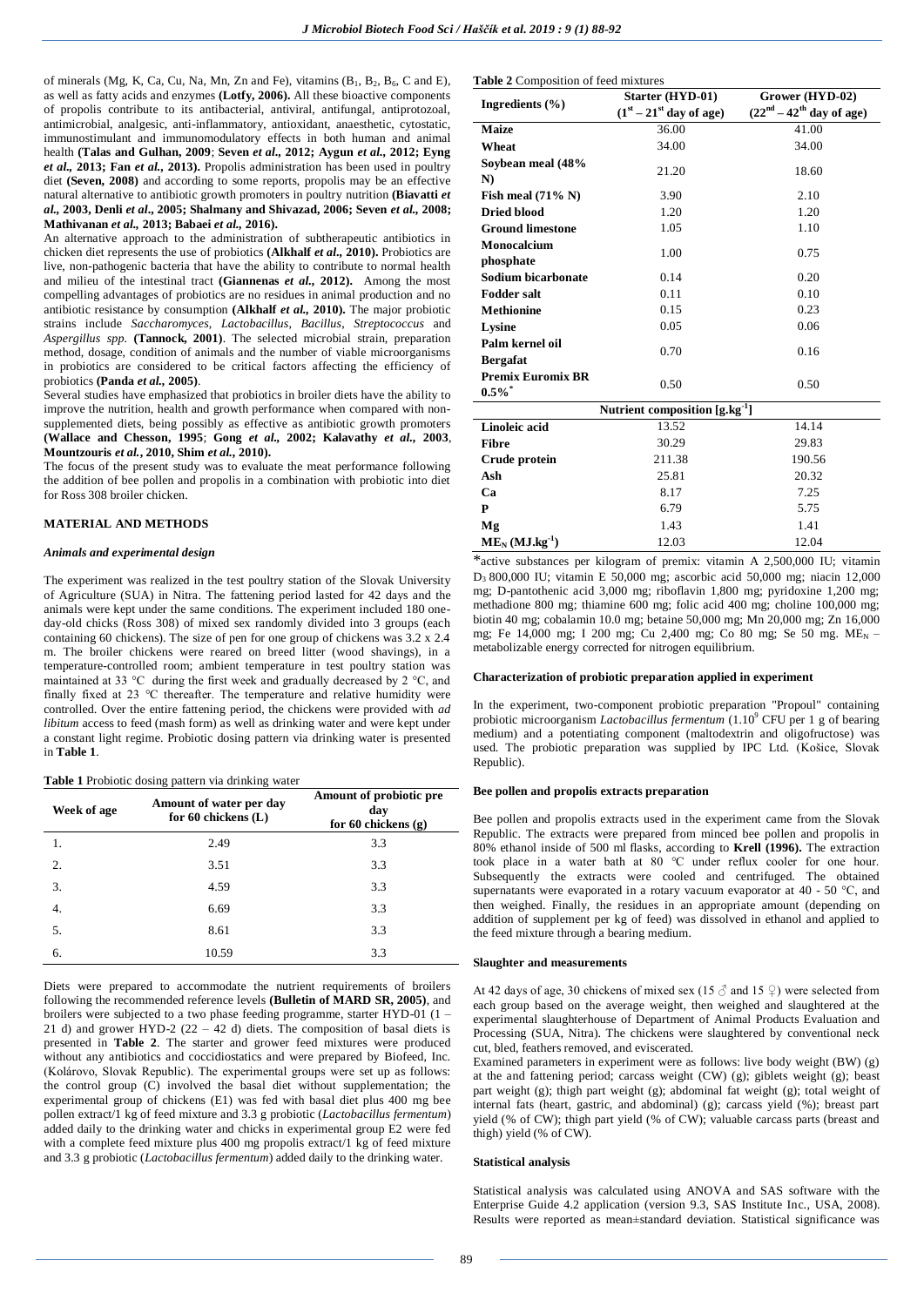of minerals (Mg, K, Ca, Cu, Na, Mn, Zn and Fe), vitamins ($B_1$, $B_2$, $B_6$, C and E), as well as fatty acids and enzymes **(Lotfy, 2006).** All these bioactive components of propolis contribute to its antibacterial, antiviral, antifungal, antiprotozoal, antimicrobial, analgesic, anti-inflammatory, antioxidant, anaesthetic, cytostatic, immunostimulant and immunomodulatory effects in both human and animal health **(Talas and Gulhan, 2009**; **Seven *et al.*, 2012; Aygun *et al.*, 2012; Eyng *et al.*, 2013; Fan *et al.*, 2013).** Propolis administration has been used in poultry diet **(Seven, 2008)** and according to some reports, propolis may be an effective natural alternative to antibiotic growth promoters in poultry nutrition **(Biavatti *et al.*, 2003, Denli *et al.*, 2005; Shalmany and Shivazad, 2006; Seven *et al.*, 2008; Mathivanan *et al.*, 2013; Babaei *et al.*, 2016).**

An alternative approach to the administration of subtherapeutic antibiotics in chicken diet represents the use of probiotics **(Alkhalf *et al.*, 2010).** Probiotics are live, non-pathogenic bacteria that have the ability to contribute to normal health and milieu of the intestinal tract **(Giannenas *et al.*, 2012).** Among the most compelling advantages of probiotics are no residues in animal production and no antibiotic resistance by consumption **(Alkhalf *et al.*, 2010).** The major probiotic strains include *Saccharomyces*, *Lactobacillus*, *Bacillus*, *Streptococcus* and *Aspergillus spp.* **(Tannock, 2001)**. The selected microbial strain, preparation method, dosage, condition of animals and the number of viable microorganisms in probiotics are considered to be critical factors affecting the efficiency of probiotics **(Panda *et al.*, 2005)**.

Several studies have emphasized that probiotics in broiler diets have the ability to improve the nutrition, health and growth performance when compared with non-supplemented diets, being possibly as effective as antibiotic growth promoters **(Wallace and Chesson, 1995**; **Gong *et al.*, 2002; Kalavathy *et al.*, 2003**, **Mountzouris *et al.*, 2010, Shim *et al.*, 2010).**

The focus of the present study was to evaluate the meat performance following the addition of bee pollen and propolis in a combination with probiotic into diet for Ross 308 broiler chicken.

## MATERIAL AND METHODS

### *Animals and experimental design*

The experiment was realized in the test poultry station of the Slovak University of Agriculture (SUA) in Nitra. The fattening period lasted for 42 days and the animals were kept under the same conditions. The experiment included 180 one-day-old chicks (Ross 308) of mixed sex randomly divided into 3 groups (each containing 60 chickens). The size of pen for one group of chickens was 3.2 x 2.4 m. The broiler chickens were reared on breed litter (wood shavings), in a temperature-controlled room; ambient temperature in test poultry station was maintained at 33 °C during the first week and gradually decreased by 2 °C, and finally fixed at 23 °C thereafter. The temperature and relative humidity were controlled. Over the entire fattening period, the chickens were provided with *ad libitum* access to feed (mash form) as well as drinking water and were kept under a constant light regime. Probiotic dosing pattern via drinking water is presented in **Table 1**.

**Table 1** Probiotic dosing pattern via drinking water

| Week of age | Amount of water per day for 60 chickens (L) | Amount of probiotic pre day for 60 chickens (g) |
|---|---|---|
| 1. | 2.49 | 3.3 |
| 2. | 3.51 | 3.3 |
| 3. | 4.59 | 3.3 |
| 4. | 6.69 | 3.3 |
| 5. | 8.61 | 3.3 |
| 6. | 10.59 | 3.3 |

Diets were prepared to accommodate the nutrient requirements of broilers following the recommended reference levels **(Bulletin of MARD SR, 2005)**, and broilers were subjected to a two phase feeding programme, starter HYD-01 (1 – 21 d) and grower HYD-2 (22 – 42 d) diets. The composition of basal diets is presented in **Table 2**. The starter and grower feed mixtures were produced without any antibiotics and coccidiostatics and were prepared by Biofeed, Inc. (Kolárovo, Slovak Republic). The experimental groups were set up as follows: the control group (C) involved the basal diet without supplementation; the experimental group of chickens (E1) was fed with basal diet plus 400 mg bee pollen extract/1 kg of feed mixture and 3.3 g probiotic (*Lactobacillus fermentum*) added daily to the drinking water and chicks in experimental group E2 were fed with a complete feed mixture plus 400 mg propolis extract/1 kg of feed mixture and 3.3 g probiotic (*Lactobacillus fermentum*) added daily to the drinking water.

**Table 2** Composition of feed mixtures

| Ingredients (%) | Starter (HYD-01) ($1^{st} – 21^{st}$ day of age) | Grower (HYD-02) ($22^{nd} – 42^{th}$ day of age) |
|---|---|---|
| **Maize** | 36.00 | 41.00 |
| **Wheat** | 34.00 | 34.00 |
| **Soybean meal (48% N)** | 21.20 | 18.60 |
| **Fish meal (71% N)** | 3.90 | 2.10 |
| **Dried blood** | 1.20 | 1.20 |
| **Ground limestone** | 1.05 | 1.10 |
| **Monocalcium phosphate** | 1.00 | 0.75 |
| **Sodium bicarbonate** | 0.14 | 0.20 |
| **Fodder salt** | 0.11 | 0.10 |
| **Methionine** | 0.15 | 0.23 |
| **Lysine** | 0.05 | 0.06 |
| **Palm kernel oil Bergafat** | 0.70 | 0.16 |
| **Premix Euromix BR 0.5%*** | 0.50 | 0.50 |
| **Nutrient composition [$g.kg^{-1}$]** | | |
| **Linoleic acid** | 13.52 | 14.14 |
| **Fibre** | 30.29 | 29.83 |
| **Crude protein** | 211.38 | 190.56 |
| **Ash** | 25.81 | 20.32 |
| **Ca** | 8.17 | 7.25 |
| **P** | 6.79 | 5.75 |
| **Mg** | 1.43 | 1.41 |
| **$ME_N$ ($MJ.kg^{-1}$)** | 12.03 | 12.04 |

*active substances per kilogram of premix: vitamin A 2,500,000 IU; vitamin $D_3$ 800,000 IU; vitamin E 50,000 mg; ascorbic acid 50,000 mg; niacin 12,000 mg; D-pantothenic acid 3,000 mg; riboflavin 1,800 mg; pyridoxine 1,200 mg; methadione 800 mg; thiamine 600 mg; folic acid 400 mg; choline 100,000 mg; biotin 40 mg; cobalamin 10.0 mg; betaine 50,000 mg; Mn 20,000 mg; Zn 16,000 mg; Fe 14,000 mg; I 200 mg; Cu 2,400 mg; Co 80 mg; Se 50 mg. $ME_N$ – metabolizable energy corrected for nitrogen equilibrium.

### Characterization of probiotic preparation applied in experiment

In the experiment, two-component probiotic preparation "Propoul" containing probiotic microorganism *Lactobacillus fermentum* ($1.10^9$ CFU per 1 g of bearing medium) and a potentiating component (maltodextrin and oligofructose) was used. The probiotic preparation was supplied by IPC Ltd. (Košice, Slovak Republic).

### Bee pollen and propolis extracts preparation

Bee pollen and propolis extracts used in the experiment came from the Slovak Republic. The extracts were prepared from minced bee pollen and propolis in 80% ethanol inside of 500 ml flasks, according to **Krell (1996).** The extraction took place in a water bath at 80 °C under reflux cooler for one hour. Subsequently the extracts were cooled and centrifuged. The obtained supernatants were evaporated in a rotary vacuum evaporator at 40 - 50 °C, and then weighed. Finally, the residues in an appropriate amount (depending on addition of supplement per kg of feed) was dissolved in ethanol and applied to the feed mixture through a bearing medium.

### Slaughter and measurements

At 42 days of age, 30 chickens of mixed sex (15 ♂ and 15 ♀) were selected from each group based on the average weight, then weighed and slaughtered at the experimental slaughterhouse of Department of Animal Products Evaluation and Processing (SUA, Nitra). The chickens were slaughtered by conventional neck cut, bled, feathers removed, and eviscerated.

Examined parameters in experiment were as follows: live body weight (BW) (g) at the and fattening period; carcass weight (CW) (g); giblets weight (g); beast part weight (g); thigh part weight (g); abdominal fat weight (g); total weight of internal fats (heart, gastric, and abdominal) (g); carcass yield (%); breast part yield (% of CW); thigh part yield (% of CW); valuable carcass parts (breast and thigh) yield (% of CW).

### Statistical analysis

Statistical analysis was calculated using ANOVA and SAS software with the Enterprise Guide 4.2 application (version 9.3, SAS Institute Inc., USA, 2008). Results were reported as mean±standard deviation. Statistical significance was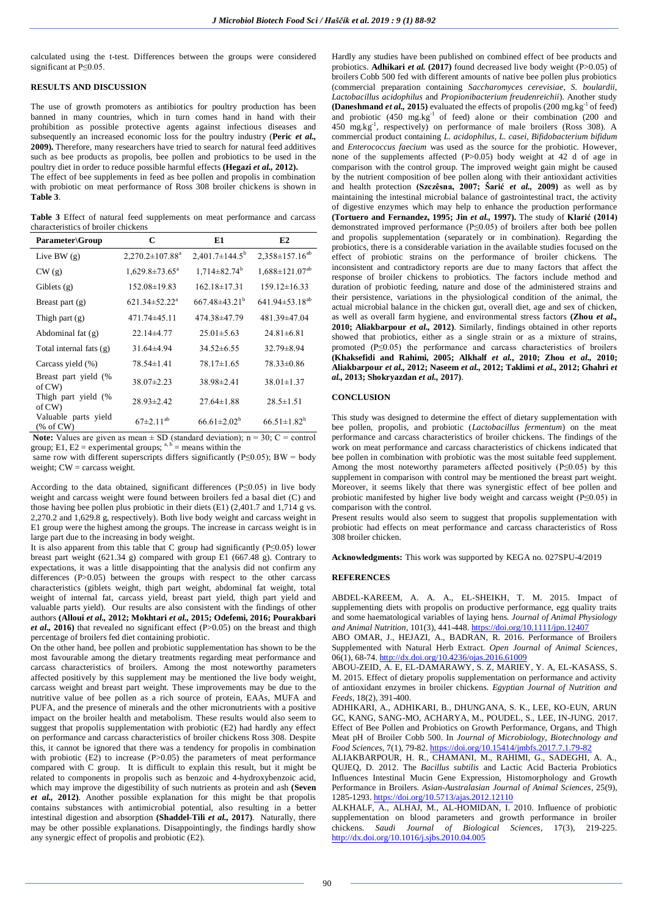calculated using the t-test. Differences between the groups were considered significant at P≤0.05.

## RESULTS AND DISCUSSION

The use of growth promoters as antibiotics for poultry production has been banned in many countries, which in turn comes hand in hand with their prohibition as possible protective agents against infectious diseases and subsequently an increased economic loss for the poultry industry (**Peric *et al.*, 2009).** Therefore, many researchers have tried to search for natural feed additives such as bee products as propolis, bee pollen and probiotics to be used in the poultry diet in order to reduce possible harmful effects **(Hegazi *et al.*, 2012).**

The effect of bee supplements in feed as bee pollen and propolis in combination with probiotic on meat performance of Ross 308 broiler chickens is shown in **Table 3**.

**Table 3** Effect of natural feed supplements on meat performance and carcass characteristics of broiler chickens

| Parameter\Group | C | E1 | E2 |
|---|---|---|---|
| Live BW (g) | 2,270.2±107.88[a] | 2,401.7±144.5[b] | 2,358±157.16[ab] |
| CW (g) | 1,629.8±73.65[a] | 1,714±82.74[b] | 1,688±121.07[ab] |
| Giblets (g) | 152.08±19.83 | 162.18±17.31 | 159.12±16.33 |
| Breast part (g) | 621.34±52.22[a] | 667.48±43.21[b] | 641.94±53.18[ab] |
| Thigh part (g) | 471.74±45.11 | 474.38±47.79 | 481.39±47.04 |
| Abdominal fat (g) | 22.14±4.77 | 25.01±5.63 | 24.81±6.81 |
| Total internal fats (g) | 31.64±4.94 | 34.52±6.55 | 32.79±8.94 |
| Carcass yield (%) | 78.54±1.41 | 78.17±1.65 | 78.33±0.86 |
| Breast part yield (% of CW) | 38.07±2.23 | 38.98±2.41 | 38.01±1.37 |
| Thigh part yield (% of CW) | 28.93±2.42 | 27.64±1.88 | 28.5±1.51 |
| Valuable parts yield (% of CW) | 67±2.11[ab] | 66.61±2.02[b] | 66.51±1.82[b] |

**Note:** Values are given as mean ± SD (standard deviation); n = 30; C = control group; E1, E2 = experimental groups; [a, b] = means within the same row with different superscripts differs significantly (P≤0.05); BW = body weight; CW = carcass weight.

According to the data obtained, significant differences (P≤0.05) in live body weight and carcass weight were found between broilers fed a basal diet (C) and those having bee pollen plus probiotic in their diets (E1) (2,401.7 and 1,714 g vs. 2,270.2 and 1,629.8 g, respectively). Both live body weight and carcass weight in E1 group were the highest among the groups. The increase in carcass weight is in large part due to the increasing in body weight.

It is also apparent from this table that C group had significantly (P≤0.05) lower breast part weight (621.34 g) compared with group E1 (667.48 g). Contrary to expectations, it was a little disappointing that the analysis did not confirm any differences (P>0.05) between the groups with respect to the other carcass characteristics (giblets weight, thigh part weight, abdominal fat weight, total weight of internal fat, carcass yield, breast part yield, thigh part yield and valuable parts yield). Our results are also consistent with the findings of other authors **(Alloui *et al.*, 2012; Mokhtari *et al.*, 2015; Odefemi, 2016; Pourakbari *et al.*, 2016)** that revealed no significant effect (P>0.05) on the breast and thigh percentage of broilers fed diet containing probiotic.

On the other hand, bee pollen and probiotic supplementation has shown to be the most favourable among the dietary treatments regarding meat performance and carcass characteristics of broilers. Among the most noteworthy parameters affected positively by this supplement may be mentioned the live body weight, carcass weight and breast part weight. These improvements may be due to the nutritive value of bee pollen as a rich source of protein, EAAs, MUFA and PUFA, and the presence of minerals and the other micronutrients with a positive impact on the broiler health and metabolism. These results would also seem to suggest that propolis supplementation with probiotic (E2) had hardly any effect on performance and carcass characteristics of broiler chickens Ross 308. Despite this, it cannot be ignored that there was a tendency for propolis in combination with probiotic (E2) to increase (P>0.05) the parameters of meat performance compared with C group. It is difficult to explain this result, but it might be related to components in propolis such as benzoic and 4-hydroxybenzoic acid, which may improve the digestibility of such nutrients as protein and ash **(Seven *et al.*, 2012)**. Another possible explanation for this might be that propolis contains substances with antimicrobial potential, also resulting in a better intestinal digestion and absorption **(Shaddel-Tili *et al.*, 2017)**. Naturally, there may be other possible explanations. Disappointingly, the findings hardly show any synergic effect of propolis and probiotic (E2).

Hardly any studies have been published on combined effect of bee products and probiotics. **Adhikari *et al.* (2017)** found decreased live body weight (P>0.05) of broilers Cobb 500 fed with different amounts of native bee pollen plus probiotics (commercial preparation containing *Saccharomyces cerevisiae*, *S. boulardii*, *Lactobacillus acidophilus* and *Propionibacterium freudenreichii*). Another study **(Daneshmand *et al.*, 2015)** evaluated the effects of propolis (200 mg.kg$^{-1}$ of feed) and probiotic (450 mg.kg$^{-1}$ of feed) alone or their combination (200 and 450 mg.kg$^{-1}$, respectively) on performance of male broilers (Ross 308). A commercial product containing *L. acidophilus*, *L. casei*, *Bifidobacterium bifidum* and *Enterococcus faecium* was used as the source for the probiotic. However, none of the supplements affected (P>0.05) body weight at 42 d of age in comparison with the control group. The improved weight gain might be caused by the nutrient composition of bee pollen along with their antioxidant activities and health protection **(Szczêsna, 2007; Šarić *et al.*, 2009)** as well as by maintaining the intestinal microbial balance of gastrointestinal tract, the activity of digestive enzymes which may help to enhance the production performance **(Tortuero and Fernandez, 1995; Jin *et al.*, 1997).** The study of **Klarić (2014)** demonstrated improved performance (P≤0.05) of broilers after both bee pollen and propolis supplementation (separately or in combination). Regarding the probiotics, there is a considerable variation in the available studies focused on the effect of probiotic strains on the performance of broiler chickens. The inconsistent and contradictory reports are due to many factors that affect the response of broiler chickens to probiotics. The factors include method and duration of probiotic feeding, nature and dose of the administered strains and their persistence, variations in the physiological condition of the animal, the actual microbial balance in the chicken gut, overall diet, age and sex of chicken, as well as overall farm hygiene, and environmental stress factors **(Zhou *et al.*, 2010; Aliakbarpour *et al.*, 2012)**. Similarly, findings obtained in other reports showed that probiotics, either as a single strain or as a mixture of strains, promoted (P≤0.05) the performance and carcass characteristics of broilers **(Khaksefidi and Rahimi, 2005; Alkhalf *et al.*, 2010; Zhou *et al.*, 2010; Aliakbarpour *et al.*, 2012; Naseem *et al.*, 2012; Taklimi *et al.*, 2012; Ghahri *et al.*, 2013; Shokryazdan *et al.*, 2017)**.

## CONCLUSION

This study was designed to determine the effect of dietary supplementation with bee pollen, propolis, and probiotic (*Lactobacillus fermentum*) on the meat performance and carcass characteristics of broiler chickens. The findings of the work on meat performance and carcass characteristics of chickens indicated that bee pollen in combination with probiotic was the most suitable feed supplement. Among the most noteworthy parameters affected positively (P≤0.05) by this supplement in comparison with control may be mentioned the breast part weight. Moreover, it seems likely that there was synergistic effect of bee pollen and probiotic manifested by higher live body weight and carcass weight (P≤0.05) in comparison with the control.

Present results would also seem to suggest that propolis supplementation with probiotic had effects on meat performance and carcass characteristics of Ross 308 broiler chicken.

**Acknowledgments:** This work was supported by KEGA no. 027SPU-4/2019

## REFERENCES

ABDEL-KAREEM, A. A. A., EL-SHEIKH, T. M. 2015. Impact of supplementing diets with propolis on productive performance, egg quality traits and some haematological variables of laying hens. *Journal of Animal Physiology and Animal Nutrition*, 101(3), 441-448. https://doi.org/10.1111/jpn.12407

ABO OMAR, J., HEJAZI, A., BADRAN, R. 2016. Performance of Broilers Supplemented with Natural Herb Extract. *Open Journal of Animal Sciences*, 06(1), 68-74. http://dx.doi.org/10.4236/ojas.2016.61009

ABOU-ZEID, A. E, EL-DAMARAWY, S. Z, MARIEY, Y. A, EL-KASASS, S. M. 2015. Effect of dietary propolis supplementation on performance and activity of antioxidant enzymes in broiler chickens. *Egyptian Journal of Nutrition and Feeds*, 18(2), 391-400.

ADHIKARI, A., ADHIKARI, B., DHUNGANA, S. K., LEE, KO-EUN, ARUN GC, KANG, SANG-MO, ACHARYA, M., POUDEL, S., LEE, IN-JUNG. 2017. Effect of Bee Pollen and Probiotics on Growth Performance, Organs, and Thigh Meat pH of Broiler Cobb 500. In *Journal of Microbiology, Biotechnology and Food Sciences*, 7(1), 79-82. https://doi.org/10.15414/jmbfs.2017.7.1.79-82

ALIAKBARPOUR, H. R., CHAMANI, M., RAHIMI, G., SADEGHI, A. A., QUJEQ, D. 2012. The *Bacillus subtilis* and Lactic Acid Bacteria Probiotics Influences Intestinal Mucin Gene Expression, Histomorphology and Growth Performance in Broilers. *Asian-Australasian Journal of Animal Sciences*, 25(9), 1285-1293. https://doi.org/10.5713/ajas.2012.12110

ALKHALF, A., ALHAJ, M., AL-HOMIDAN, I. 2010. Influence of probiotic supplementation on blood parameters and growth performance in broiler chickens. *Saudi Journal of Biological Sciences*, 17(3), 219-225. http://dx.doi.org/10.1016/j.sjbs.2010.04.005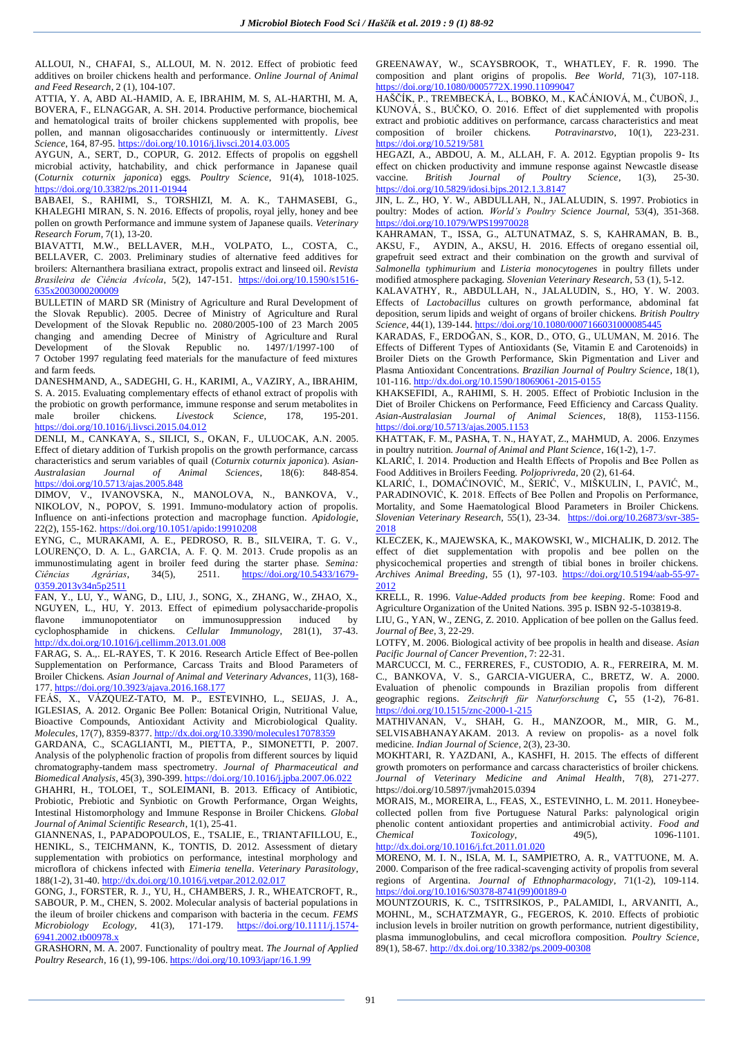ALLOUI, N., CHAFAI, S., ALLOUI, M. N. 2012. Effect of probiotic feed additives on broiler chickens health and performance. *Online Journal of Animal and Feed Research*, 2 (1), 104-107.

ATTIA, Y. A, ABD AL-HAMID, A. E, IBRAHIM, M. S, AL-HARTHI, M. A, BOVERA, F., ELNAGGAR, A. SH. 2014. Productive performance, biochemical and hematological traits of broiler chickens supplemented with propolis, bee pollen, and mannan oligosaccharides continuously or intermittently. *Livest Science*, 164, 87-95. https://doi.org/10.1016/j.livsci.2014.03.005

AYGUN, A., SERT, D., COPUR, G. 2012. Effects of propolis on eggshell microbial activity, hatchability, and chick performance in Japanese quail (*Coturnix coturnix japonica*) eggs. *Poultry Science*, 91(4), 1018-1025. https://doi.org/10.3382/ps.2011-01944

BABAEI, S., RAHIMI, S., TORSHIZI, M. A. K., TAHMASEBI, G., KHALEGHI MIRAN, S. N. 2016. Effects of propolis, royal jelly, honey and bee pollen on growth Performance and immune system of Japanese quails. *Veterinary Research Forum*, 7(1), 13-20.

BIAVATTI, M.W., BELLAVER, M.H., VOLPATO, L., COSTA, C., BELLAVER, C. 2003. Preliminary studies of alternative feed additives for broilers: Alternanthera brasiliana extract, propolis extract and linseed oil. *Revista Brasileira de Ciência Avícola*, 5(2), 147-151. https://doi.org/10.1590/s1516-635x2003000200009

BULLETIN of MARD SR (Ministry of Agriculture and Rural Development of the Slovak Republic). 2005. Decree of Ministry of Agriculture and Rural Development of the Slovak Republic no. 2080/2005-100 of 23 March 2005 changing and amending Decree of Ministry of Agriculture and Rural Development of the Slovak Republic no. 1497/1/1997-100 of 7 October 1997 regulating feed materials for the manufacture of feed mixtures and farm feeds.

DANESHMAND, A., SADEGHI, G. H., KARIMI, A., VAZIRY, A., IBRAHIM, S. A. 2015. Evaluating complementary effects of ethanol extract of propolis with the probiotic on growth performance, immune response and serum metabolites in male broiler chickens. *Livestock Science*, 178, 195-201. https://doi.org/10.1016/j.livsci.2015.04.012

DENLI, M., CANKAYA, S., SILICI, S., OKAN, F., ULUOCAK, A.N. 2005. Effect of dietary addition of Turkish propolis on the growth performance, carcass characteristics and serum variables of quail (*Coturnix coturnix japonica*). *Asian-Australasian Journal of Animal Sciences*, 18(6): 848-854. https://doi.org/10.5713/ajas.2005.848

DIMOV, V., IVANOVSKA, N., MANOLOVA, N., BANKOVA, V., NIKOLOV, N., POPOV, S. 1991. Immuno-modulatory action of propolis. Influence on anti-infections protection and macrophage function. *Apidologie*, 22(2), 155-162. https://doi.org/10.1051/apido:19910208

EYNG, C., MURAKAMI, A. E., PEDROSO, R. B., SILVEIRA, T. G. V., LOURENÇO, D. A. L., GARCIA, A. F. Q. M. 2013. Crude propolis as an immunostimulating agent in broiler feed during the starter phase. *Semina: Ciências Agrárias*, 34(5), 2511. https://doi.org/10.5433/1679-0359.2013v34n5p2511

FAN, Y., LU, Y., WANG, D., LIU, J., SONG, X., ZHANG, W., ZHAO, X., NGUYEN, L., HU, Y. 2013. Effect of epimedium polysaccharide-propolis flavone immunopotentiator on immunosuppression induced by cyclophosphamide in chickens. *Cellular Immunology*, 281(1), 37-43. http://dx.doi.org/10.1016/j.cellimm.2013.01.008

FARAG, S. A.,. EL-RAYES, T. K 2016. Research Article Effect of Bee-pollen Supplementation on Performance, Carcass Traits and Blood Parameters of Broiler Chickens. *Asian Journal of Animal and Veterinary Advances*, 11(3), 168-177. https://doi.org/10.3923/ajava.2016.168.177

FEÁS, X., VÁZQUEZ-TATO, M. P., ESTEVINHO, L., SEIJAS, J. A., IGLESIAS, A. 2012. Organic Bee Pollen: Botanical Origin, Nutritional Value, Bioactive Compounds, Antioxidant Activity and Microbiological Quality. *Molecules*, 17(7), 8359-8377. http://dx.doi.org/10.3390/molecules17078359

GARDANA, C., SCAGLIANTI, M., PIETTA, P., SIMONETTI, P. 2007. Analysis of the polyphenolic fraction of propolis from different sources by liquid chromatography-tandem mass spectrometry. *Journal of Pharmaceutical and Biomedical Analysis*, 45(3), 390-399. https://doi.org/10.1016/j.jpba.2007.06.022

GHAHRI, H., TOLOEI, T., SOLEIMANI, B. 2013. Efficacy of Antibiotic, Probiotic, Prebiotic and Synbiotic on Growth Performance, Organ Weights, Intestinal Histomorphology and Immune Response in Broiler Chickens. *Global Journal of Animal Scientific Research*, 1(1), 25-41.

GIANNENAS, I., PAPADOPOULOS, E., TSALIE, E., TRIANTAFILLOU, E., HENIKL, S., TEICHMANN, K., TONTIS, D. 2012. Assessment of dietary supplementation with probiotics on performance, intestinal morphology and microflora of chickens infected with *Eimeria tenella*. *Veterinary Parasitology*, 188(1-2), 31-40. http://dx.doi.org/10.1016/j.vetpar.2012.02.017

GONG, J., FORSTER, R. J., YU, H., CHAMBERS, J. R., WHEATCROFT, R., SABOUR, P. M., CHEN, S. 2002. Molecular analysis of bacterial populations in the ileum of broiler chickens and comparison with bacteria in the cecum. *FEMS Microbiology Ecology*, 41(3), 171-179. https://doi.org/10.1111/j.1574-6941.2002.tb00978.x

GRASHORN, M. A. 2007. Functionality of poultry meat. *The Journal of Applied Poultry Research*, 16 (1), 99-106. https://doi.org/10.1093/japr/16.1.99

GREENAWAY, W., SCAYSBROOK, T., WHATLEY, F. R. 1990. The composition and plant origins of propolis. *Bee World*, 71(3), 107-118. https://doi.org/10.1080/0005772X.1990.11099047

HAŠČÍK, P., TREMBECKÁ, L., BOBKO, M., KAČÁNIOVÁ, M., ČUBOŇ, J., KUNOVÁ, S., BUČKO, O. 2016. Effect of diet supplemented with propolis extract and probiotic additives on performance, carcass characteristics and meat composition of broiler chickens. *Potravinarstvo*, 10(1), 223-231. https://doi.org/10.5219/581

HEGAZI, A., ABDOU, A. M., ALLAH, F. A. 2012. Egyptian propolis 9- Its effect on chicken productivity and immune response against Newcastle disease vaccine. *British Journal of Poultry Science*, 1(3), 25-30. https://doi.org/10.5829/idosi.bjps.2012.1.3.8147

JIN, L. Z., HO, Y. W., ABDULLAH, N., JALALUDIN, S. 1997. Probiotics in poultry: Modes of action. *World's Poultry Science Journal*, 53(4), 351-368. https://doi.org/10.1079/WPS19970028

KAHRAMAN, T., ISSA, G., ALTUNATMAZ, S. S, KAHRAMAN, B. B., AKSU, F., AYDIN, A., AKSU, H. 2016. Effects of oregano essential oil, grapefruit seed extract and their combination on the growth and survival of *Salmonella typhimurium* and *Listeria monocytogenes* in poultry fillets under modified atmosphere packaging. *Slovenian Veterinary Research*, 53 (1), 5-12.

KALAVATHY, R., ABDULLAH, N., JALALUDIN, S., HO, Y. W. 2003. Effects of *Lactobacillus* cultures on growth performance, abdominal fat deposition, serum lipids and weight of organs of broiler chickens. *British Poultry Science*, 44(1), 139-144. https://doi.org/10.1080/0007166031000085445

KARADAS, F., ERDOĞAN, S., KOR, D., OTO, G., ULUMAN, M. 2016. The Effects of Different Types of Antioxidants (Se, Vitamin E and Carotenoids) in Broiler Diets on the Growth Performance, Skin Pigmentation and Liver and Plasma Antioxidant Concentrations. *Brazilian Journal of Poultry Science*, 18(1), 101-116. http://dx.doi.org/10.1590/18069061-2015-0155

KHAKSEFIDI, A., RAHIMI, S. H. 2005. Effect of Probiotic Inclusion in the Diet of Broiler Chickens on Performance, Feed Efficiency and Carcass Quality. *Asian-Australasian Journal of Animal Sciences*, 18(8), 1153-1156. https://doi.org/10.5713/ajas.2005.1153

KHATTAK, F. M., PASHA, T. N., HAYAT, Z., MAHMUD, A. 2006. Enzymes in poultry nutrition. *Journal of Animal and Plant Science*, 16(1-2), 1-7.

KLARIĆ, I. 2014. Production and Health Effects of Propolis and Bee Pollen as Food Additives in Broilers Feeding. *Poljoprivreda*, 20 (2), 61-64.

KLARIĆ, I., DOMAĆINOVIĆ, M., ŠERIĆ, V., MIŠKULIN, I., PAVIĆ, M., PARADINOVIĆ, K. 2018. Effects of Bee Pollen and Propolis on Performance, Mortality, and Some Haematological Blood Parameters in Broiler Chickens. *Slovenian Veterinary Research*, 55(1), 23-34. https://doi.org/10.26873/svr-385-2018

KLECZEK, K., MAJEWSKA, K., MAKOWSKI, W., MICHALIK, D. 2012. The effect of diet supplementation with propolis and bee pollen on the physicochemical properties and strength of tibial bones in broiler chickens. *Archives Animal Breeding*, 55 (1), 97-103. https://doi.org/10.5194/aab-55-97-2012

KRELL, R. 1996. *Value-Added products from bee keeping*. Rome: Food and Agriculture Organization of the United Nations. 395 p. ISBN 92-5-103819-8.

LIU, G., YAN, W., ZENG, Z. 2010. Application of bee pollen on the Gallus feed. *Journal of Bee*, 3, 22-29.

LOTFY, M. 2006. Biological activity of bee propolis in health and disease. *Asian Pacific Journal of Cancer Prevention*, 7: 22-31.

MARCUCCI, M. C., FERRERES, F., CUSTODIO, A. R., FERREIRA, M. M. C., BANKOVA, V. S., GARCIA-VIGUERA, C., BRETZ, W. A. 2000. Evaluation of phenolic compounds in Brazilian propolis from different geographic regions. *Zeitschrift für Naturforschung C*, 55 (1-2), 76-81. https://doi.org/10.1515/znc-2000-1-215

MATHIVANAN, V., SHAH, G. H., MANZOOR, M., MIR, G. M., SELVISABHANAYAKAM. 2013. A review on propolis- as a novel folk medicine. *Indian Journal of Science*, 2(3), 23-30.

MOKHTARI, R. YAZDANI, A., KASHFI, H. 2015. The effects of different growth promoters on performance and carcass characteristics of broiler chickens. *Journal of Veterinary Medicine and Animal Health*, 7(8), 271-277. https://doi.org/10.5897/jvmah2015.0394

MORAIS, M., MOREIRA, L., FEAS, X., ESTEVINHO, L. M. 2011. Honeybee-collected pollen from five Portuguese Natural Parks: palynological origin phenolic content antioxidant properties and antimicrobial activity. *Food and Chemical Toxicology*, 49(5), 1096-1101. http://dx.doi.org/10.1016/j.fct.2011.01.020

MORENO, M. I. N., ISLA, M. I., SAMPIETRO, A. R., VATTUONE, M. A. 2000. Comparison of the free radical-scavenging activity of propolis from several regions of Argentina. *Journal of Ethnopharmacology*, 71(1-2), 109-114. https://doi.org/10.1016/S0378-8741(99)00189-0

MOUNTZOURIS, K. C., TSITRSIKOS, P., PALAMIDI, I., ARVANITI, A., MOHNL, M., SCHATZMAYR, G., FEGEROS, K. 2010. Effects of probiotic inclusion levels in broiler nutrition on growth performance, nutrient digestibility, plasma immunoglobulins, and cecal microflora composition. *Poultry Science*, 89(1), 58-67. http://dx.doi.org/10.3382/ps.2009-00308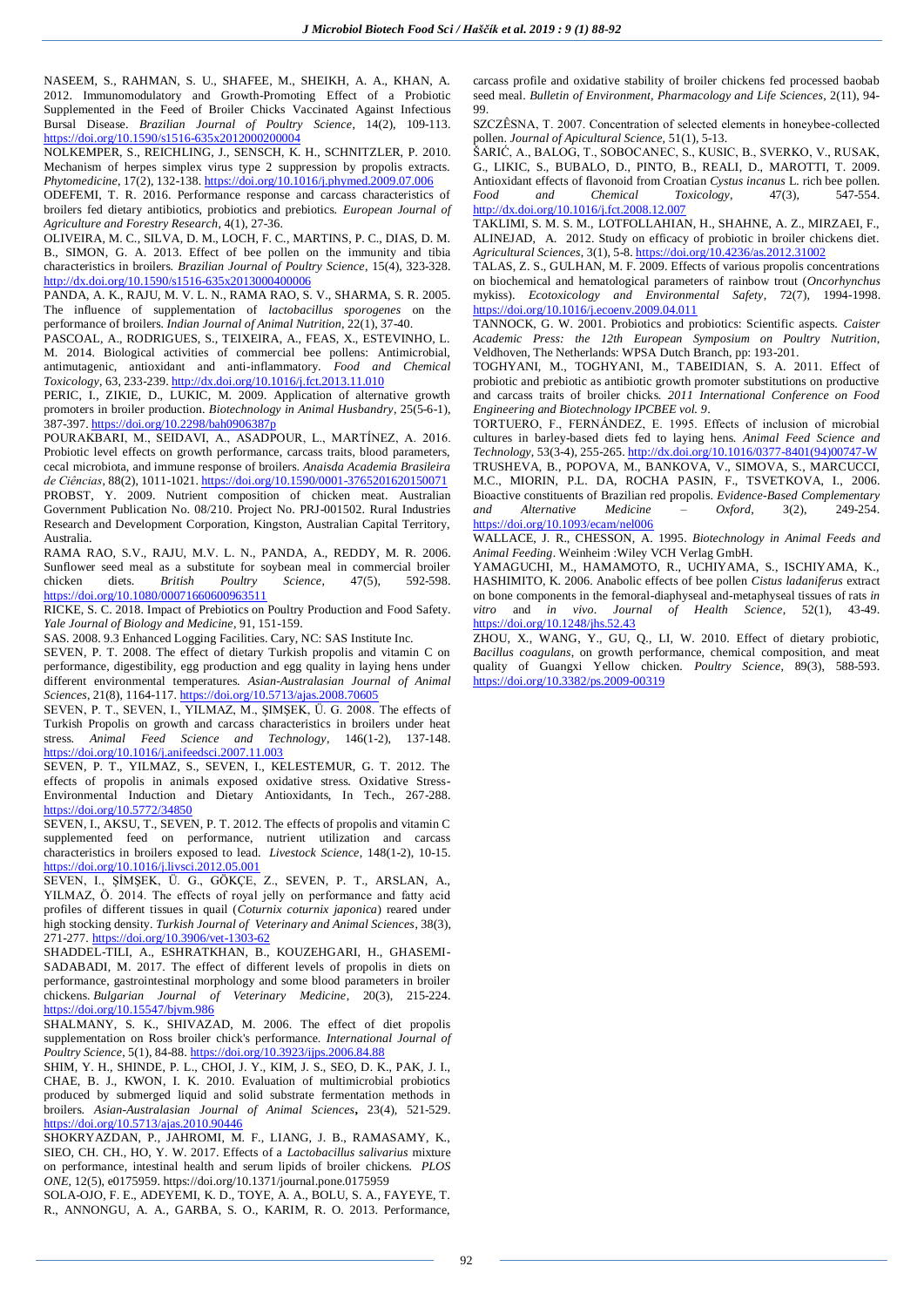NASEEM, S., RAHMAN, S. U., SHAFEE, M., SHEIKH, A. A., KHAN, A. 2012. Immunomodulatory and Growth-Promoting Effect of a Probiotic Supplemented in the Feed of Broiler Chicks Vaccinated Against Infectious Bursal Disease. *Brazilian Journal of Poultry Science*, 14(2), 109-113. https://doi.org/10.1590/s1516-635x2012000200004

NOLKEMPER, S., REICHLING, J., SENSCH, K. H., SCHNITZLER, P. 2010. Mechanism of herpes simplex virus type 2 suppression by propolis extracts. *Phytomedicine*, 17(2), 132-138. https://doi.org/10.1016/j.phymed.2009.07.006

ODEFEMI, T. R. 2016. Performance response and carcass characteristics of broilers fed dietary antibiotics, probiotics and prebiotics. *European Journal of Agriculture and Forestry Research*, 4(1), 27-36.

OLIVEIRA, M. C., SILVA, D. M., LOCH, F. C., MARTINS, P. C., DIAS, D. M. B., SIMON, G. A. 2013. Effect of bee pollen on the immunity and tibia characteristics in broilers. *Brazilian Journal of Poultry Science*, 15(4), 323-328. http://dx.doi.org/10.1590/s1516-635x2013000400006

PANDA, A. K., RAJU, M. V. L. N., RAMA RAO, S. V., SHARMA, S. R. 2005. The influence of supplementation of *lactobacillus sporogenes* on the performance of broilers. *Indian Journal of Animal Nutrition*, 22(1), 37-40.

PASCOAL, A., RODRIGUES, S., TEIXEIRA, A., FEAS, X., ESTEVINHO, L. M. 2014. Biological activities of commercial bee pollens: Antimicrobial, antimutagenic, antioxidant and anti-inflammatory. *Food and Chemical Toxicology*, 63, 233-239. http://dx.doi.org/10.1016/j.fct.2013.11.010

PERIC, I., ZIKIE, D., LUKIC, M. 2009. Application of alternative growth promoters in broiler production. *Biotechnology in Animal Husbandry*, 25(5-6-1), 387-397. https://doi.org/10.2298/bah0906387p

POURAKBARI, M., SEIDAVI, A., ASADPOUR, L., MARTÍNEZ, A. 2016. Probiotic level effects on growth performance, carcass traits, blood parameters, cecal microbiota, and immune response of broilers. *Anaisda Academia Brasileira de Ciências*, 88(2), 1011-1021. https://doi.org/10.1590/0001-3765201620150071

PROBST, Y. 2009. Nutrient composition of chicken meat. Australian Government Publication No. 08/210. Project No. PRJ-001502. Rural Industries Research and Development Corporation, Kingston, Australian Capital Territory, Australia.

RAMA RAO, S.V., RAJU, M.V. L. N., PANDA, A., REDDY, M. R. 2006. Sunflower seed meal as a substitute for soybean meal in commercial broiler chicken diets. *British Poultry Science*, 47(5), 592-598. https://doi.org/10.1080/00071660600963511

RICKE, S. C. 2018. Impact of Prebiotics on Poultry Production and Food Safety. *Yale Journal of Biology and Medicine*, 91, 151-159.

SAS. 2008. 9.3 Enhanced Logging Facilities. Cary, NC: SAS Institute Inc.

SEVEN, P. T. 2008. The effect of dietary Turkish propolis and vitamin C on performance, digestibility, egg production and egg quality in laying hens under different environmental temperatures. *Asian-Australasian Journal of Animal Sciences*, 21(8), 1164-117. https://doi.org/10.5713/ajas.2008.70605

SEVEN, P. T., SEVEN, I., YILMAZ, M., ŞIMŞEK, Ü. G. 2008. The effects of Turkish Propolis on growth and carcass characteristics in broilers under heat stress. *Animal Feed Science and Technology*, 146(1-2), 137-148. https://doi.org/10.1016/j.anifeedsci.2007.11.003

SEVEN, P. T., YILMAZ, S., SEVEN, I., KELESTEMUR, G. T. 2012. The effects of propolis in animals exposed oxidative stress. Oxidative Stress-Environmental Induction and Dietary Antioxidants, In Tech., 267-288. https://doi.org/10.5772/34850

SEVEN, I., AKSU, T., SEVEN, P. T. 2012. The effects of propolis and vitamin C supplemented feed on performance, nutrient utilization and carcass characteristics in broilers exposed to lead. *Livestock Science*, 148(1-2), 10-15. https://doi.org/10.1016/j.livsci.2012.05.001

SEVEN, I., ŞİMŞEK, Ü. G., GÖKÇE, Z., SEVEN, P. T., ARSLAN, A., YILMAZ, Ö. 2014. The effects of royal jelly on performance and fatty acid profiles of different tissues in quail (*Coturnix coturnix japonica*) reared under high stocking density. *Turkish Journal of Veterinary and Animal Sciences*, 38(3), 271-277. https://doi.org/10.3906/vet-1303-62

SHADDEL-TILI, A., ESHRATKHAN, B., KOUZEHGARI, H., GHASEMI-SADABADI, M. 2017. The effect of different levels of propolis in diets on performance, gastrointestinal morphology and some blood parameters in broiler chickens. *Bulgarian Journal of Veterinary Medicine*, 20(3), 215-224. https://doi.org/10.15547/bjvm.986

SHALMANY, S. K., SHIVAZAD, M. 2006. The effect of diet propolis supplementation on Ross broiler chick's performance. *International Journal of Poultry Science*, 5(1), 84-88. https://doi.org/10.3923/ijps.2006.84.88

SHIM, Y. H., SHINDE, P. L., CHOI, J. Y., KIM, J. S., SEO, D. K., PAK, J. I., CHAE, B. J., KWON, I. K. 2010. Evaluation of multimicrobial probiotics produced by submerged liquid and solid substrate fermentation methods in broilers. *Asian-Australasian Journal of Animal Sciences*, 23(4), 521-529. https://doi.org/10.5713/ajas.2010.90446

SHOKRYAZDAN, P., JAHROMI, M. F., LIANG, J. B., RAMASAMY, K., SIEO, CH. CH., HO, Y. W. 2017. Effects of a *Lactobacillus salivarius* mixture on performance, intestinal health and serum lipids of broiler chickens. *PLOS ONE*, 12(5), e0175959. https://doi.org/10.1371/journal.pone.0175959

SOLA-OJO, F. E., ADEYEMI, K. D., TOYE, A. A., BOLU, S. A., FAYEYE, T. R., ANNONGU, A. A., GARBA, S. O., KARIM, R. O. 2013. Performance, carcass profile and oxidative stability of broiler chickens fed processed baobab seed meal. *Bulletin of Environment, Pharmacology and Life Sciences*, 2(11), 94-99.

SZCZÊSNA, T. 2007. Concentration of selected elements in honeybee-collected pollen. *Journal of Apicultural Science*, 51(1), 5-13.

ŠARIĆ, A., BALOG, T., SOBOCANEC, S., KUSIC, B., SVERKO, V., RUSAK, G., LIKIC, S., BUBALO, D., PINTO, B., REALI, D., MAROTTI, T. 2009. Antioxidant effects of flavonoid from Croatian *Cystus incanus* L. rich bee pollen. *Food and Chemical Toxicology*, 47(3), 547-554. http://dx.doi.org/10.1016/j.fct.2008.12.007

TAKLIMI, S. M. S. M., LOTFOLLAHIAN, H., SHAHNE, A. Z., MIRZAEI, F., ALINEJAD, A. 2012. Study on efficacy of probiotic in broiler chickens diet. *Agricultural Sciences*, 3(1), 5-8. https://doi.org/10.4236/as.2012.31002

TALAS, Z. S., GULHAN, M. F. 2009. Effects of various propolis concentrations on biochemical and hematological parameters of rainbow trout (*Oncorhynchus* mykiss). *Ecotoxicology and Environmental Safety*, 72(7), 1994-1998. https://doi.org/10.1016/j.ecoenv.2009.04.011

TANNOCK, G. W. 2001. Probiotics and probiotics: Scientific aspects. *Caister Academic Press: the 12th European Symposium on Poultry Nutrition*, Veldhoven, The Netherlands: WPSA Dutch Branch, pp: 193-201.

TOGHYANI, M., TOGHYANI, M., TABEIDIAN, S. A. 2011. Effect of probiotic and prebiotic as antibiotic growth promoter substitutions on productive and carcass traits of broiler chicks. *2011 International Conference on Food Engineering and Biotechnology IPCBEE vol. 9*.

TORTUERO, F., FERNÁNDEZ, E. 1995. Effects of inclusion of microbial cultures in barley-based diets fed to laying hens. *Animal Feed Science and Technology*, 53(3-4), 255-265. http://dx.doi.org/10.1016/0377-8401(94)00747-W

TRUSHEVA, B., POPOVA, M., BANKOVA, V., SIMOVA, S., MARCUCCI, M.C., MIORIN, P.L. DA, ROCHA PASIN, F., TSVETKOVA, I., 2006. Bioactive constituents of Brazilian red propolis. *Evidence-Based Complementary and Alternative Medicine – Oxford*, 3(2), 249-254. https://doi.org/10.1093/ecam/nel006

WALLACE, J. R., CHESSON, A. 1995. *Biotechnology in Animal Feeds and Animal Feeding*. Weinheim :Wiley VCH Verlag GmbH.

YAMAGUCHI, M., HAMAMOTO, R., UCHIYAMA, S., ISCHIYAMA, K., HASHIMITO, K. 2006. Anabolic effects of bee pollen *Cistus ladaniferus* extract on bone components in the femoral-diaphyseal and-metaphyseal tissues of rats *in vitro* and *in vivo*. *Journal of Health Science*, 52(1), 43-49. https://doi.org/10.1248/jhs.52.43

ZHOU, X., WANG, Y., GU, Q., LI, W. 2010. Effect of dietary probiotic, *Bacillus coagulans*, on growth performance, chemical composition, and meat quality of Guangxi Yellow chicken. *Poultry Science*, 89(3), 588-593. https://doi.org/10.3382/ps.2009-00319